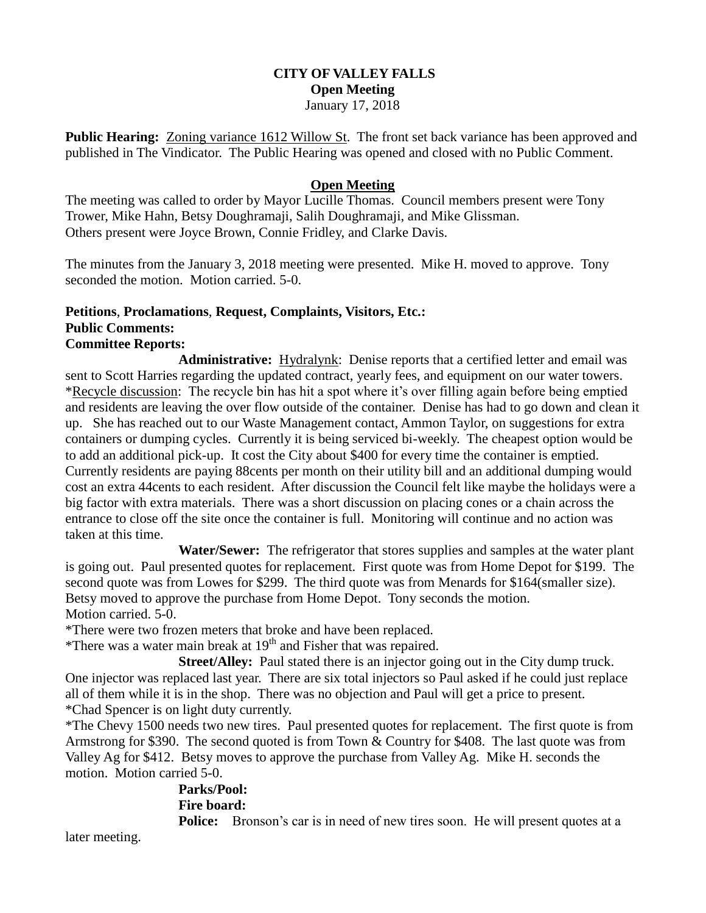# CITY OF VALLEY FALLS

**Open Meeting**

January 17, 2018

**Public Hearing:** Zoning variance 1612 Willow St. The front set back variance has been approved and published in The Vindicator. The Public Hearing was opened and closed with no Public Comment.

## Open Meeting

The meeting was called to order by Mayor Lucille Thomas. Council members present were Tony Trower, Mike Hahn, Betsy Doughramaji, Salih Doughramaji, and Mike Glissman.
Others present were Joyce Brown, Connie Fridley, and Clarke Davis.

The minutes from the January 3, 2018 meeting were presented. Mike H. moved to approve. Tony seconded the motion. Motion carried. 5-0.

**Petitions, Proclamations, Request, Complaints, Visitors, Etc.:**

**Public Comments:**

**Committee Reports:**

**Administrative:** Hydralynk: Denise reports that a certified letter and email was sent to Scott Harries regarding the updated contract, yearly fees, and equipment on our water towers.
*Recycle discussion: The recycle bin has hit a spot where it's over filling again before being emptied and residents are leaving the over flow outside of the container. Denise has had to go down and clean it up. She has reached out to our Waste Management contact, Ammon Taylor, on suggestions for extra containers or dumping cycles. Currently it is being serviced bi-weekly. The cheapest option would be to add an additional pick-up. It cost the City about $400 for every time the container is emptied. Currently residents are paying 88cents per month on their utility bill and an additional dumping would cost an extra 44cents to each resident. After discussion the Council felt like maybe the holidays were a big factor with extra materials. There was a short discussion on placing cones or a chain across the entrance to close off the site once the container is full. Monitoring will continue and no action was taken at this time.

**Water/Sewer:** The refrigerator that stores supplies and samples at the water plant is going out. Paul presented quotes for replacement. First quote was from Home Depot for $199. The second quote was from Lowes for $299. The third quote was from Menards for $164(smaller size). Betsy moved to approve the purchase from Home Depot. Tony seconds the motion.
Motion carried. 5-0.
*There were two frozen meters that broke and have been replaced.
*There was a water main break at 19th and Fisher that was repaired.

**Street/Alley:** Paul stated there is an injector going out in the City dump truck. One injector was replaced last year. There are six total injectors so Paul asked if he could just replace all of them while it is in the shop. There was no objection and Paul will get a price to present.
*Chad Spencer is on light duty currently.
*The Chevy 1500 needs two new tires. Paul presented quotes for replacement. The first quote is from Armstrong for $390. The second quoted is from Town & Country for $408. The last quote was from Valley Ag for $412. Betsy moves to approve the purchase from Valley Ag. Mike H. seconds the motion. Motion carried 5-0.

**Parks/Pool:**

**Fire board:**

**Police:** Bronson's car is in need of new tires soon. He will present quotes at a later meeting.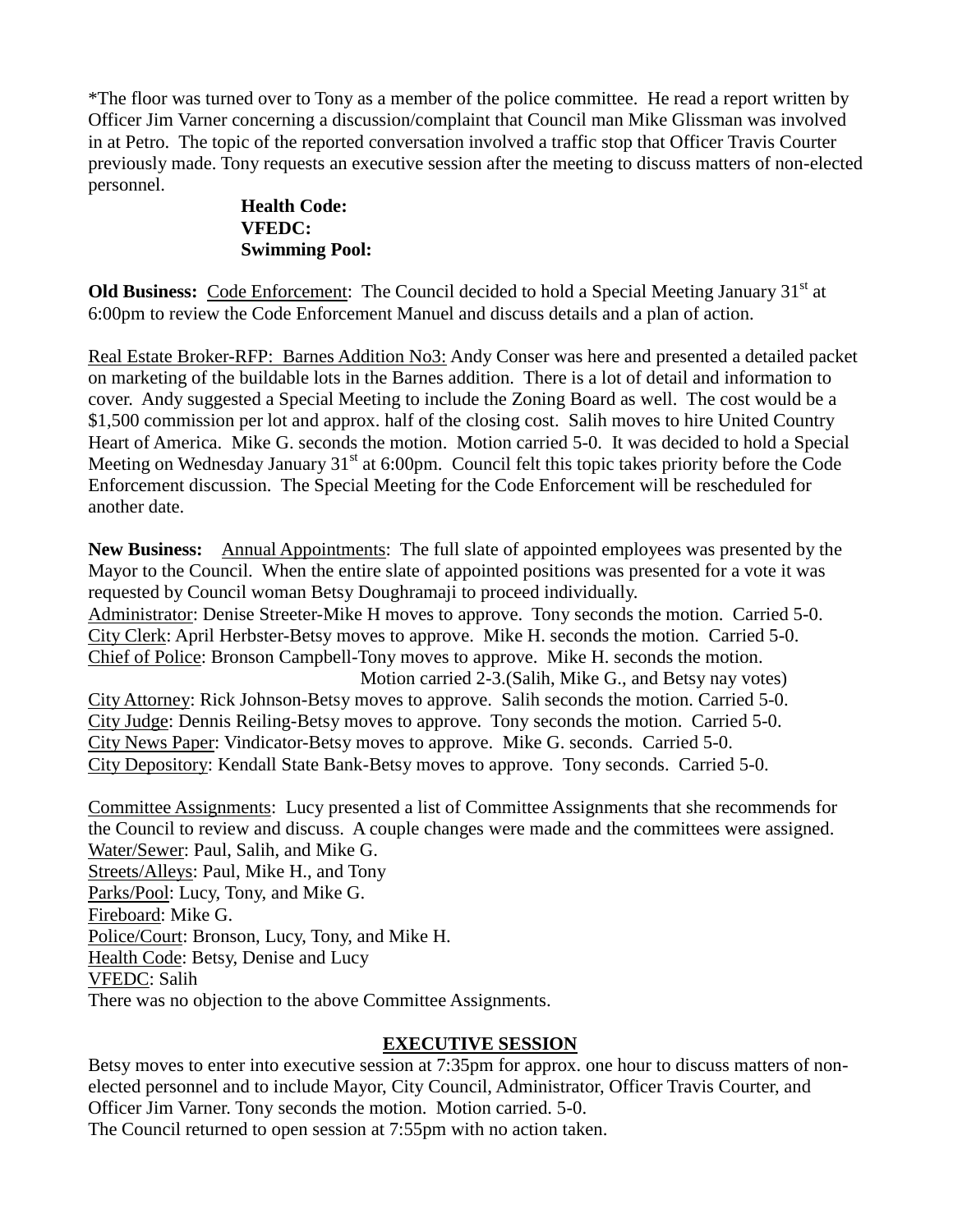*The floor was turned over to Tony as a member of the police committee. He read a report written by Officer Jim Varner concerning a discussion/complaint that Council man Mike Glissman was involved in at Petro. The topic of the reported conversation involved a traffic stop that Officer Travis Courter previously made. Tony requests an executive session after the meeting to discuss matters of non-elected personnel.

**Health Code:**
**VFEDC:**
**Swimming Pool:**

**Old Business:** Code Enforcement: The Council decided to hold a Special Meeting January 31st at 6:00pm to review the Code Enforcement Manuel and discuss details and a plan of action.

Real Estate Broker-RFP: Barnes Addition No3: Andy Conser was here and presented a detailed packet on marketing of the buildable lots in the Barnes addition. There is a lot of detail and information to cover. Andy suggested a Special Meeting to include the Zoning Board as well. The cost would be a $1,500 commission per lot and approx. half of the closing cost. Salih moves to hire United Country Heart of America. Mike G. seconds the motion. Motion carried 5-0. It was decided to hold a Special Meeting on Wednesday January 31st at 6:00pm. Council felt this topic takes priority before the Code Enforcement discussion. The Special Meeting for the Code Enforcement will be rescheduled for another date.

**New Business:** Annual Appointments: The full slate of appointed employees was presented by the Mayor to the Council. When the entire slate of appointed positions was presented for a vote it was requested by Council woman Betsy Doughramaji to proceed individually.
Administrator: Denise Streeter-Mike H moves to approve. Tony seconds the motion. Carried 5-0.
City Clerk: April Herbster-Betsy moves to approve. Mike H. seconds the motion. Carried 5-0.
Chief of Police: Bronson Campbell-Tony moves to approve. Mike H. seconds the motion.
Motion carried 2-3.(Salih, Mike G., and Betsy nay votes)
City Attorney: Rick Johnson-Betsy moves to approve. Salih seconds the motion. Carried 5-0.
City Judge: Dennis Reiling-Betsy moves to approve. Tony seconds the motion. Carried 5-0.
City News Paper: Vindicator-Betsy moves to approve. Mike G. seconds. Carried 5-0.
City Depository: Kendall State Bank-Betsy moves to approve. Tony seconds. Carried 5-0.

Committee Assignments: Lucy presented a list of Committee Assignments that she recommends for the Council to review and discuss. A couple changes were made and the committees were assigned.
Water/Sewer: Paul, Salih, and Mike G.
Streets/Alleys: Paul, Mike H., and Tony
Parks/Pool: Lucy, Tony, and Mike G.
Fireboard: Mike G.
Police/Court: Bronson, Lucy, Tony, and Mike H.
Health Code: Betsy, Denise and Lucy
VFEDC: Salih
There was no objection to the above Committee Assignments.

## EXECUTIVE SESSION

Betsy moves to enter into executive session at 7:35pm for approx. one hour to discuss matters of non-elected personnel and to include Mayor, City Council, Administrator, Officer Travis Courter, and Officer Jim Varner. Tony seconds the motion. Motion carried. 5-0.
The Council returned to open session at 7:55pm with no action taken.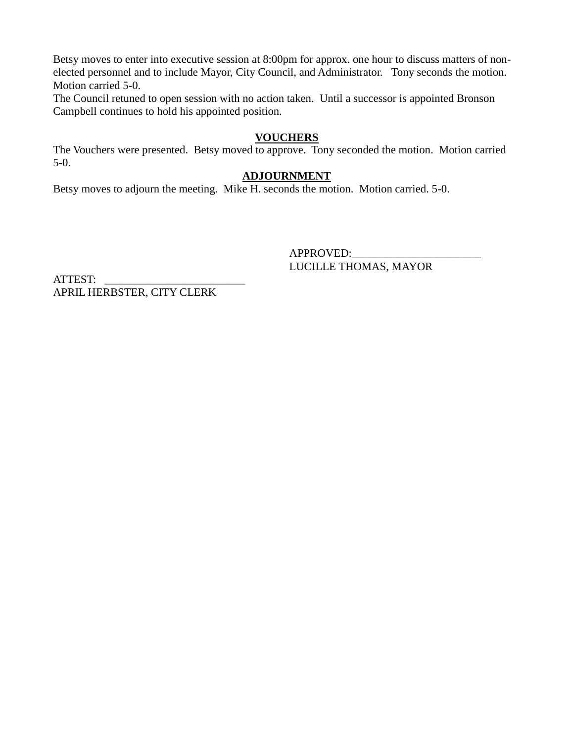Betsy moves to enter into executive session at 8:00pm for approx. one hour to discuss matters of non-elected personnel and to include Mayor, City Council, and Administrator. Tony seconds the motion. Motion carried 5-0.
The Council retuned to open session with no action taken. Until a successor is appointed Bronson Campbell continues to hold his appointed position.

**VOUCHERS**

The Vouchers were presented. Betsy moved to approve. Tony seconded the motion. Motion carried 5-0.

**ADJOURNMENT**

Betsy moves to adjourn the meeting. Mike H. seconds the motion. Motion carried. 5-0.

APPROVED:_______________________
LUCILLE THOMAS, MAYOR

ATTEST: _________________________
APRIL HERBSTER, CITY CLERK